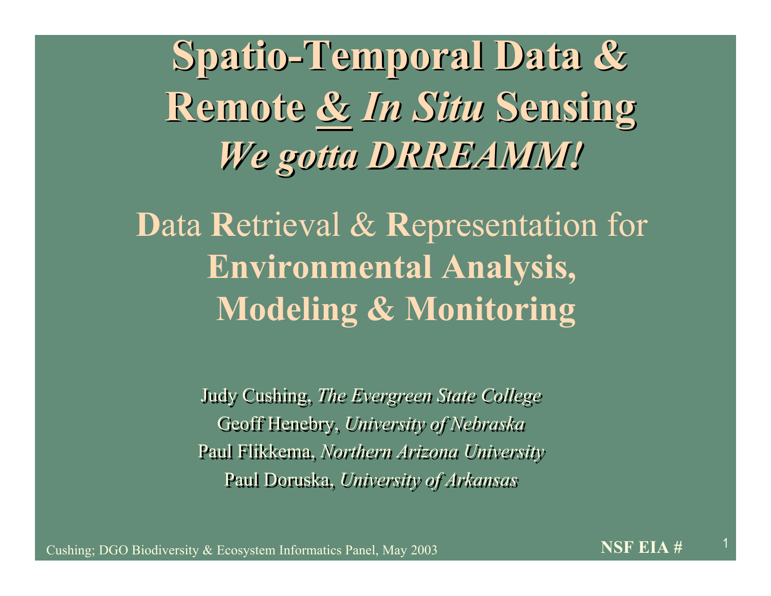# Spatio-Temporal Data & Remote & *In Situ* Sensing

## *We gotta DRREAMM!*

**D**ata **R**etrieval & **R**epresentation for **Environmental Analysis, Modeling & Monitoring**

Judy Cushing, *The Evergreen State College*

Geoff Henebry, *University of Nebraska*

Paul Flikkema, *Northern Arizona University*

Paul Doruska, *University of Arkansas*

Cushing; DGO Biodiversity & Ecosystem Informatics Panel, May 2003

**NSF EIA #**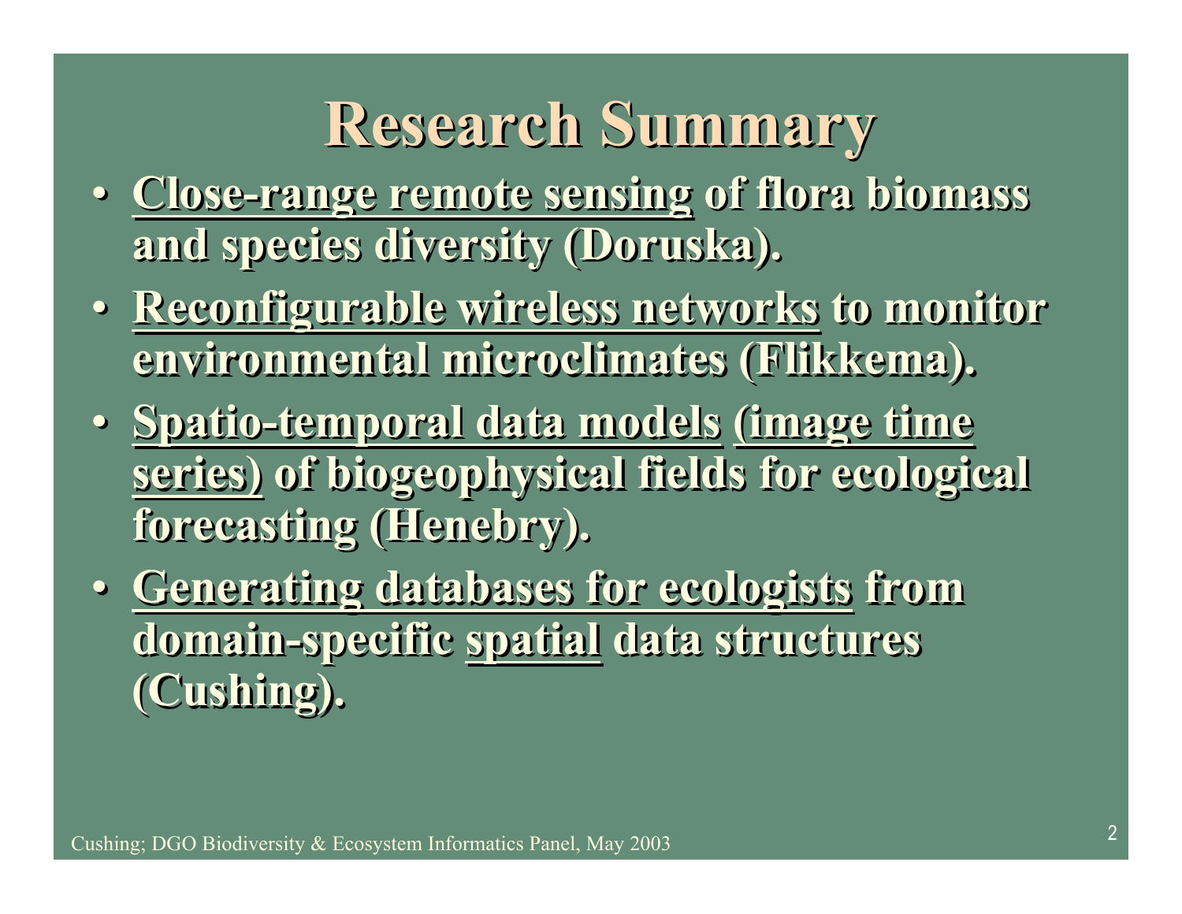# Research Summary

- Close-range remote sensing of flora biomass and species diversity (Doruska).
- Reconfigurable wireless networks to monitor environmental microclimates (Flikkema).
- Spatio-temporal data models (image time series) of biogeophysical fields for ecological forecasting (Henebry).
- Generating databases for ecologists from domain-specific spatial data structures (Cushing).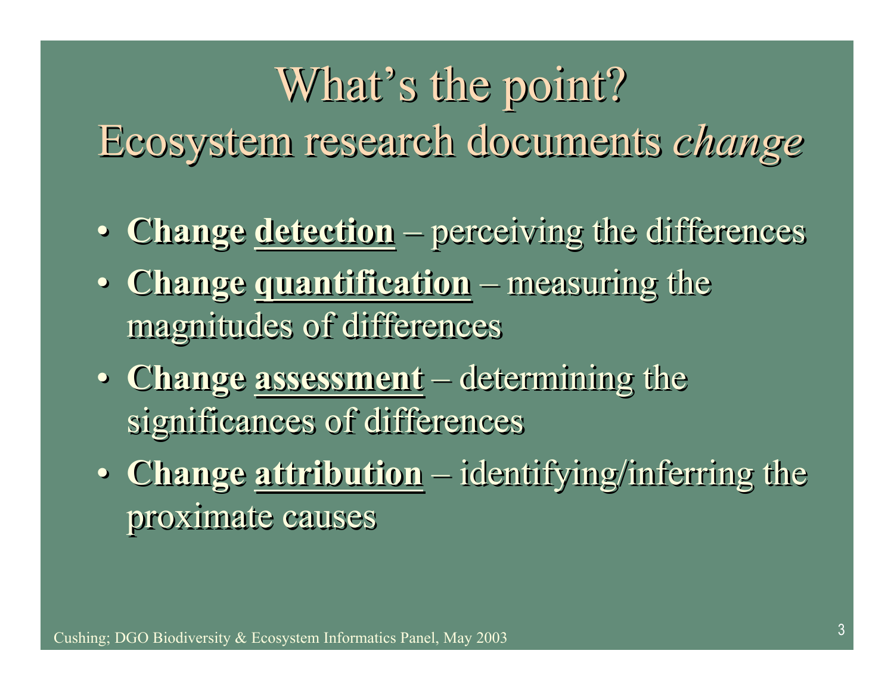# What's the point?

## Ecosystem research documents *change*

- **Change <u>detection</u>** – perceiving the differences
- **Change <u>quantification</u>** – measuring the magnitudes of differences
- **Change <u>assessment</u>** – determining the significances of differences
- **Change <u>attribution</u>** – identifying/inferring the proximate causes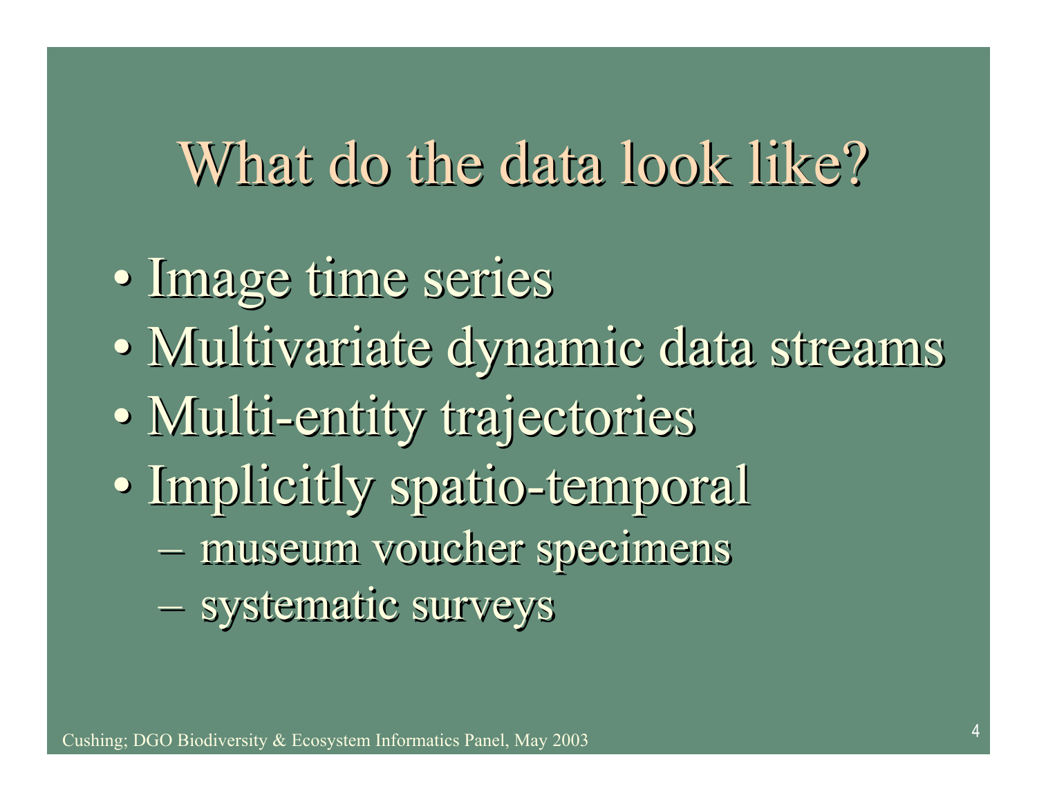# What do the data look like?

- Image time series
- Multivariate dynamic data streams
- Multi-entity trajectories
- Implicitly spatio-temporal
  - museum voucher specimens
  - systematic surveys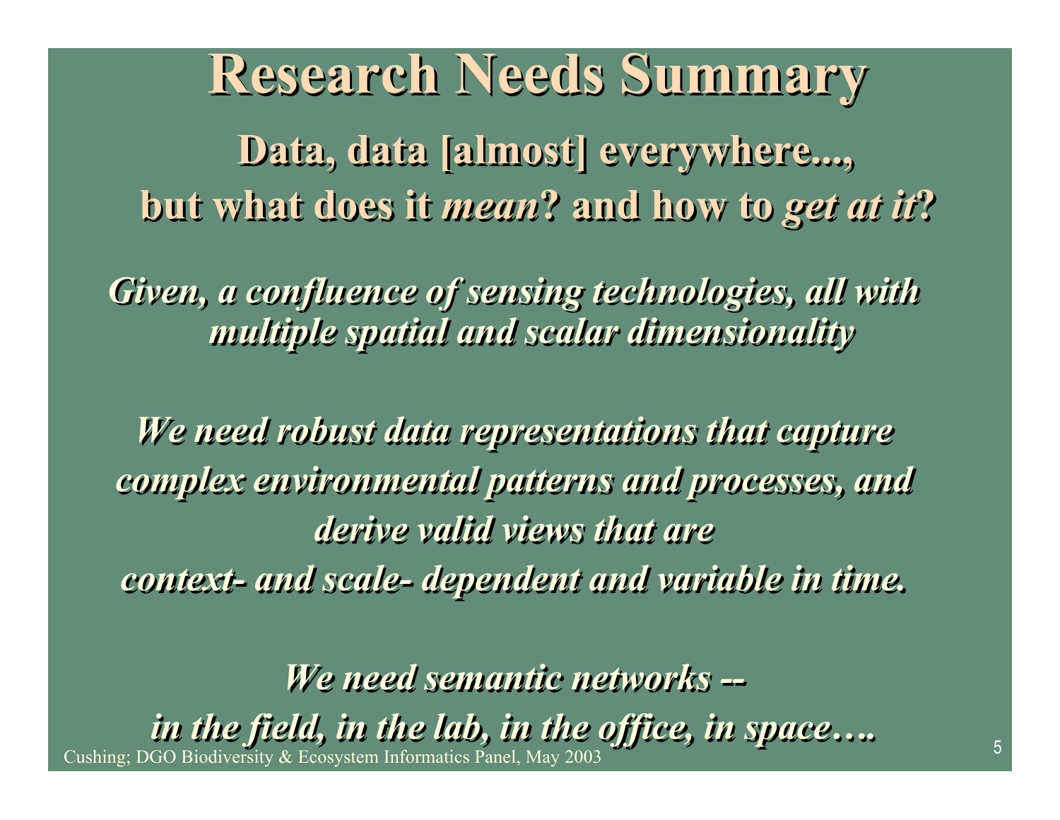# Research Needs Summary

**Data, data [almost] everywhere...,**
**but what does it *mean*? and how to *get at it*?**

***Given, a confluence of sensing technologies, all with multiple spatial and scalar dimensionality***

***We need robust data representations that capture complex environmental patterns and processes, and derive valid views that are context- and scale- dependent and variable in time.***

***We need semantic networks -- in the field, in the lab, in the office, in space….***

Cushing; DGO Biodiversity & Ecosystem Informatics Panel, May 2003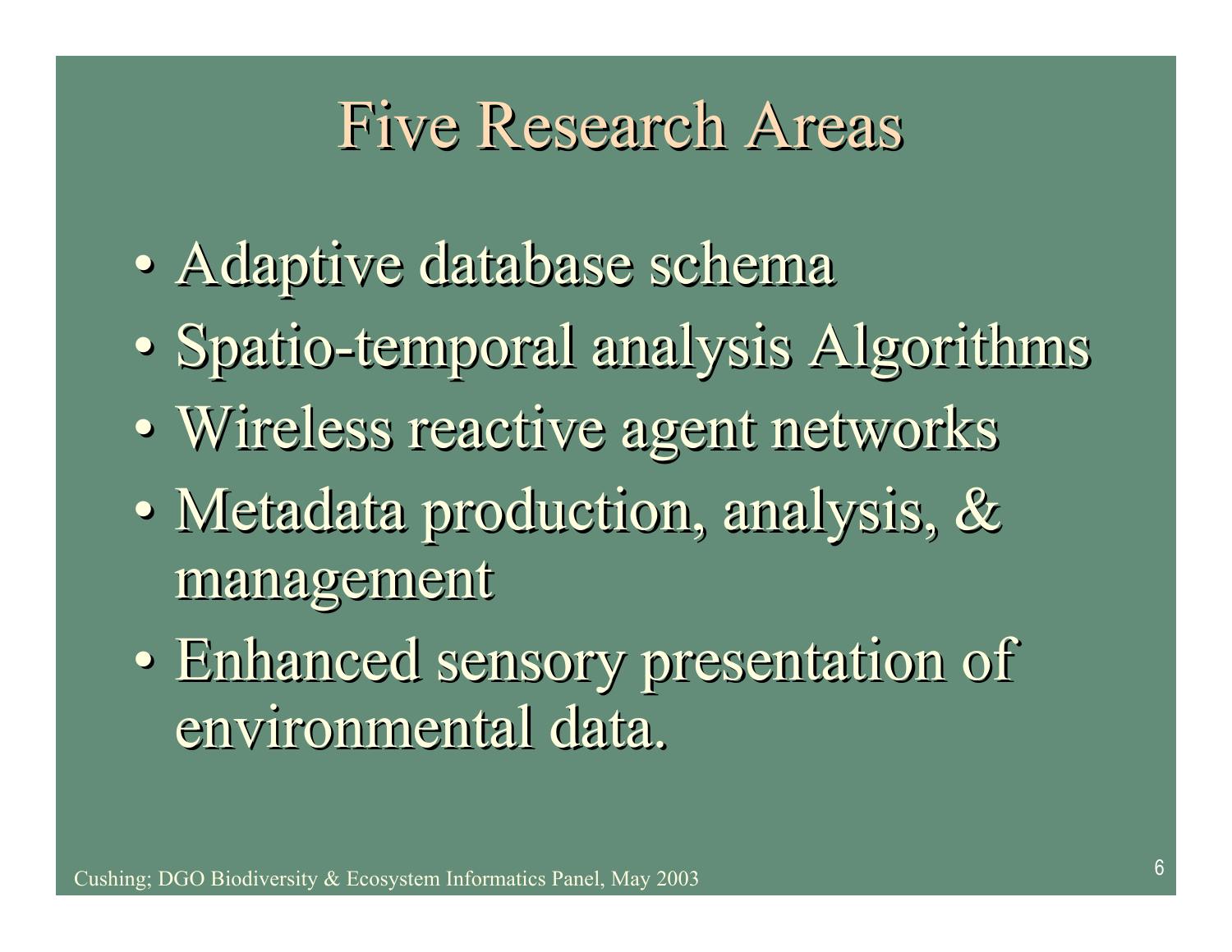# Five Research Areas

- Adaptive database schema
- Spatio-temporal analysis Algorithms
- Wireless reactive agent networks
- Metadata production, analysis, & management
- Enhanced sensory presentation of environmental data.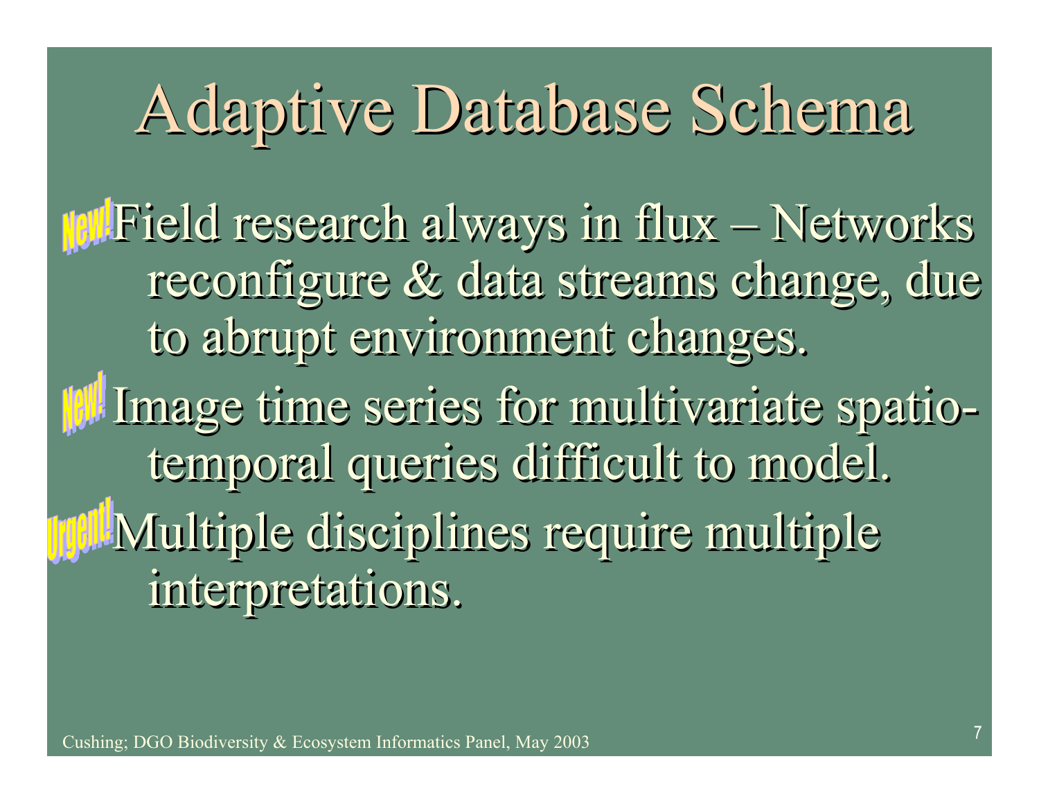# Adaptive Database Schema

- New! Field research always in flux – Networks reconfigure & data streams change, due to abrupt environment changes.
- New! Image time series for multivariate spatio-temporal queries difficult to model.
- Urgent! Multiple disciplines require multiple interpretations.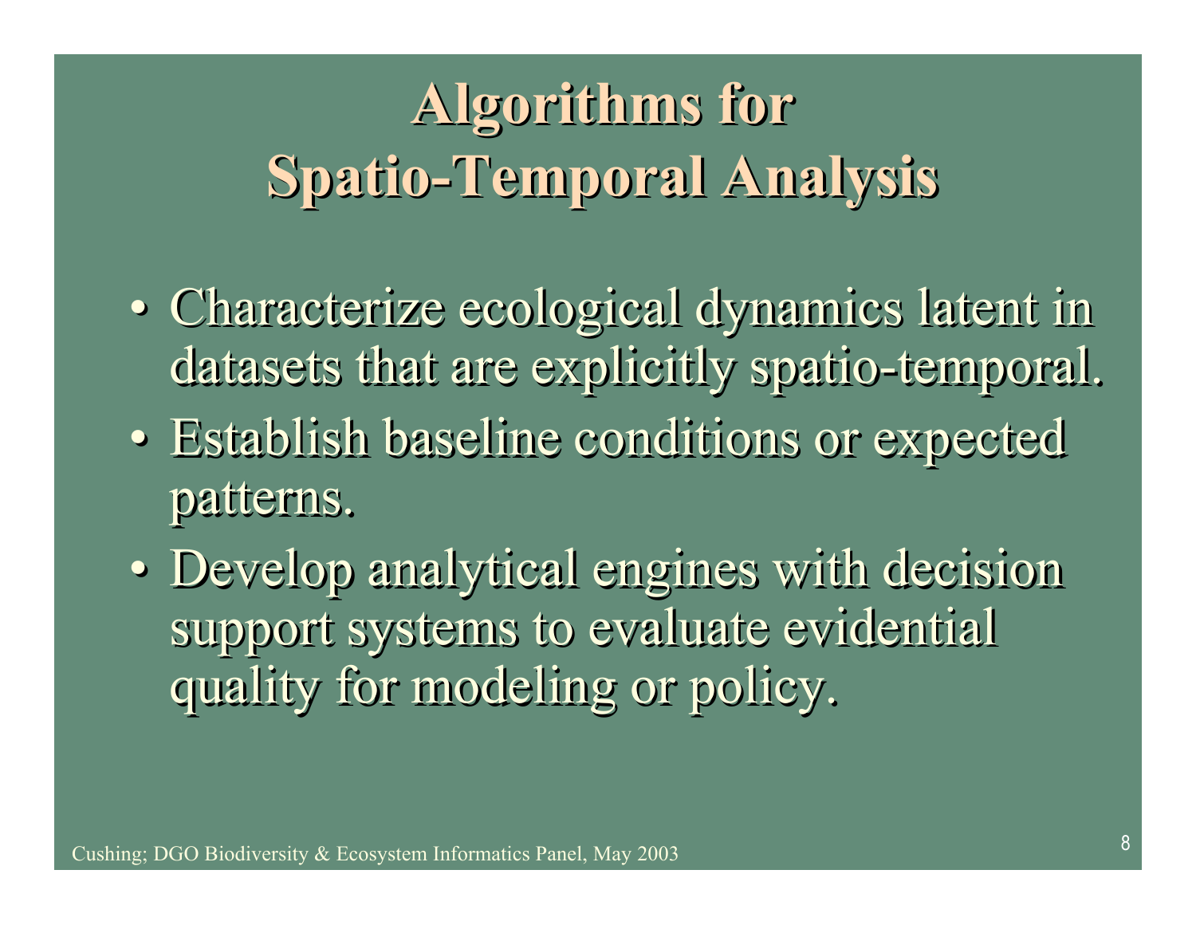# Algorithms for Spatio-Temporal Analysis

- Characterize ecological dynamics latent in datasets that are explicitly spatio-temporal.
- Establish baseline conditions or expected patterns.
- Develop analytical engines with decision support systems to evaluate evidential quality for modeling or policy.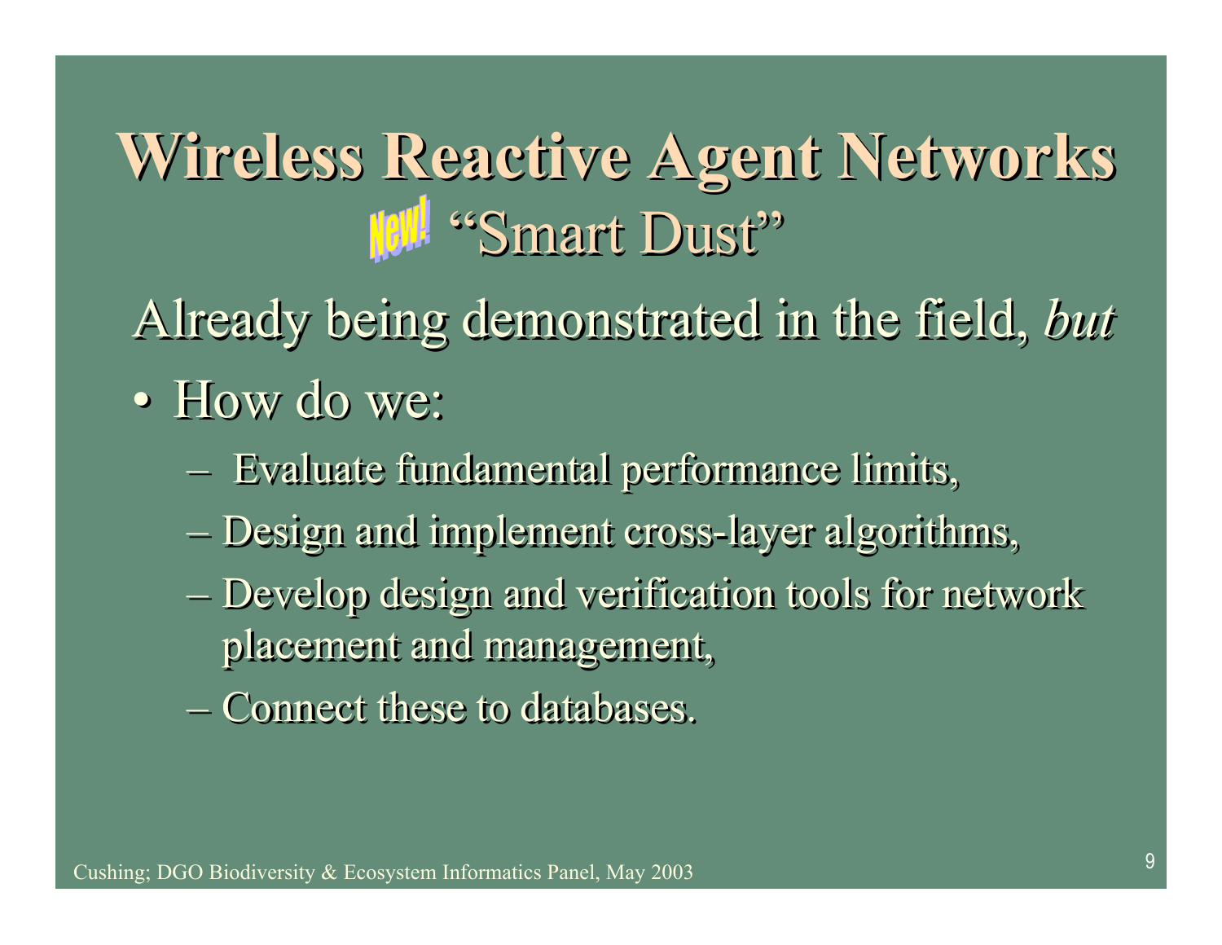# Wireless Reactive Agent Networks

## New! "Smart Dust"

Already being demonstrated in the field, *but*

- How do we:
  - Evaluate fundamental performance limits,
  - Design and implement cross-layer algorithms,
  - Develop design and verification tools for network placement and management,
  - Connect these to databases.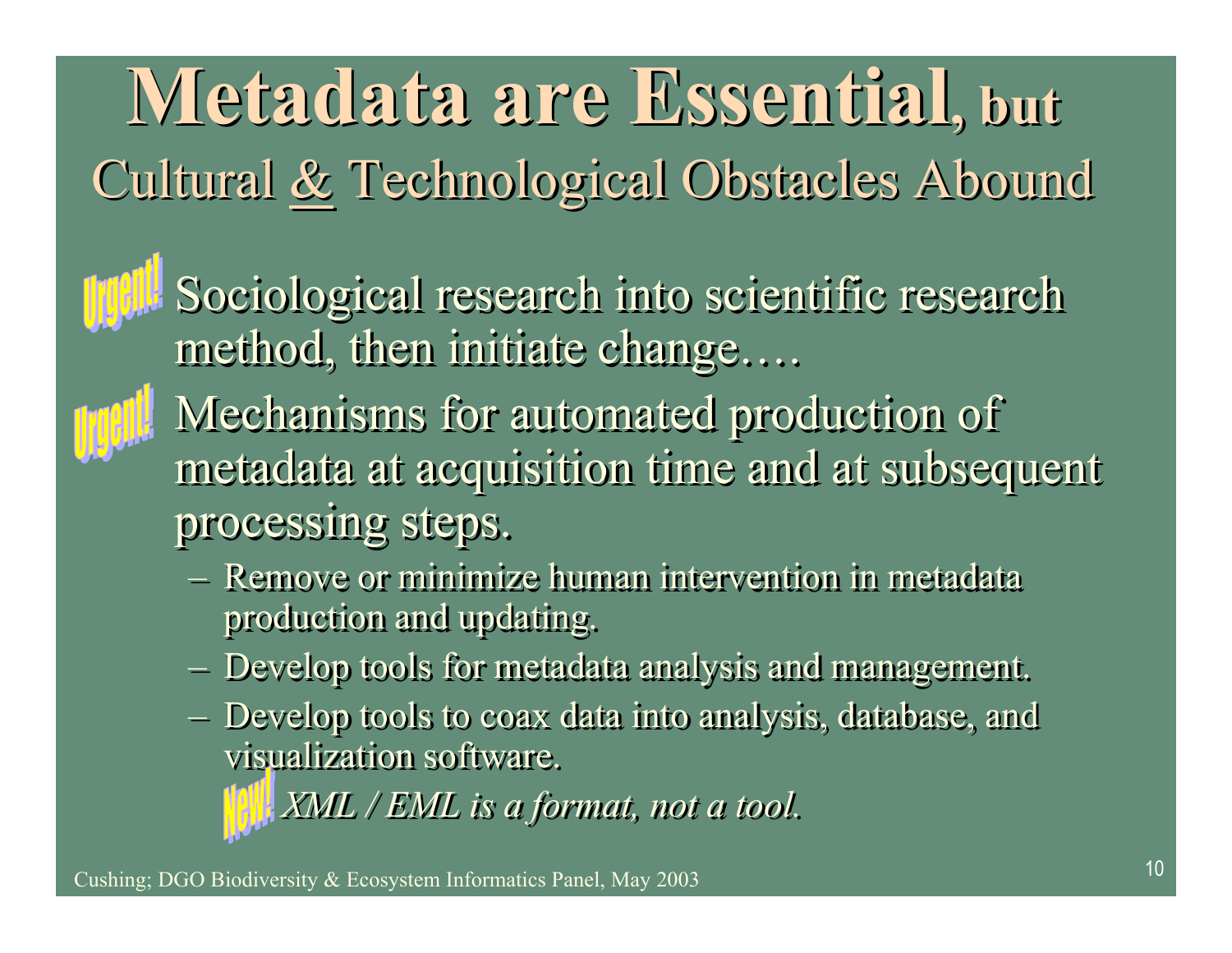# Metadata are Essential, but

## Cultural & Technological Obstacles Abound

- **Urgent!** Sociological research into scientific research method, then initiate change….
- **Urgent!** Mechanisms for automated production of metadata at acquisition time and at subsequent processing steps.
  - Remove or minimize human intervention in metadata production and updating.
  - Develop tools for metadata analysis and management.
  - Develop tools to coax data into analysis, database, and visualization software.

    **New!** *XML / EML is a format, not a tool.*

Cushing; DGO Biodiversity & Ecosystem Informatics Panel, May 2003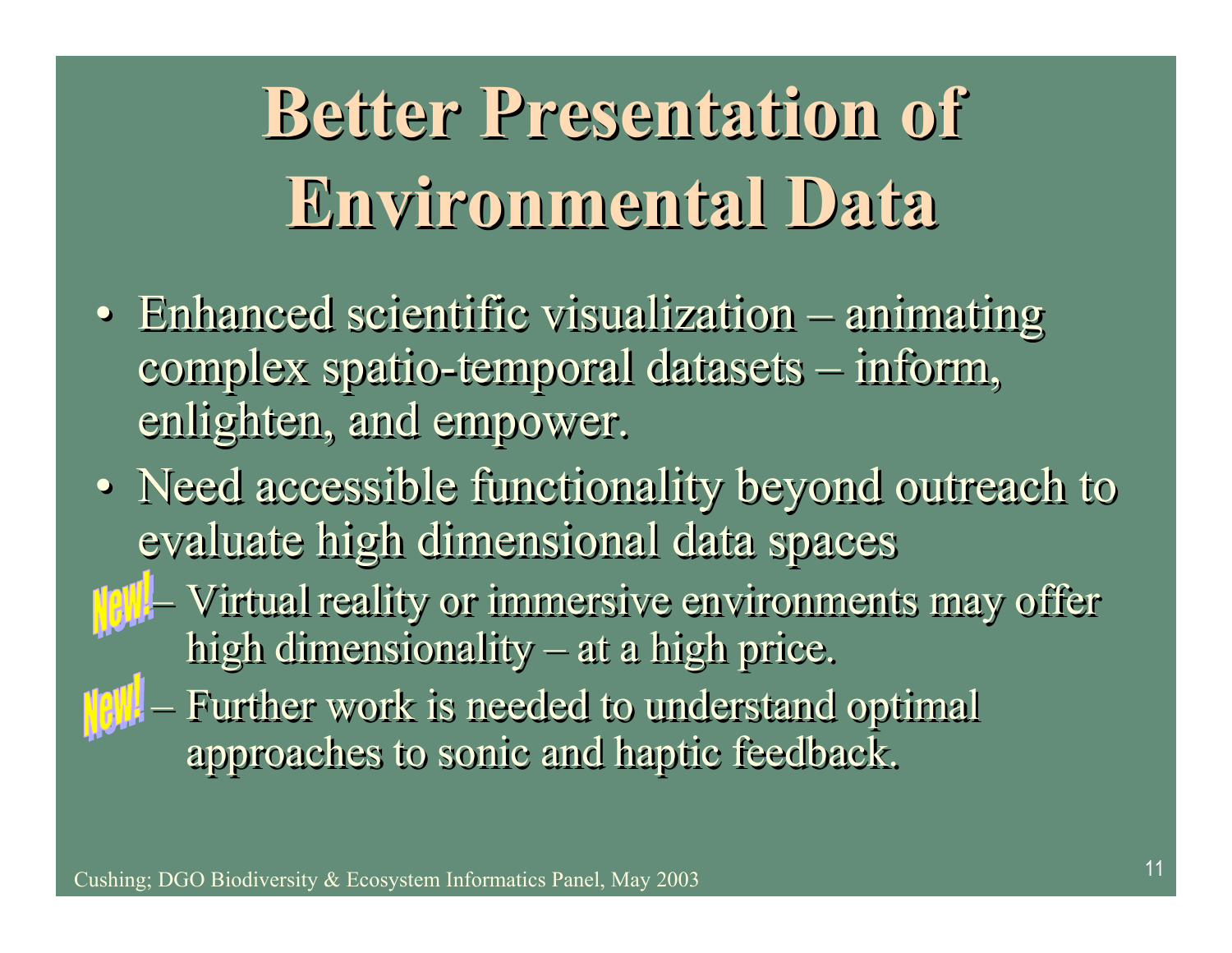# Better Presentation of Environmental Data

- Enhanced scientific visualization – animating complex spatio-temporal datasets – inform, enlighten, and empower.
- Need accessible functionality beyond outreach to evaluate high dimensional data spaces
  - New! Virtual reality or immersive environments may offer high dimensionality – at a high price.
  - New! Further work is needed to understand optimal approaches to sonic and haptic feedback.

Cushing; DGO Biodiversity & Ecosystem Informatics Panel, May 2003